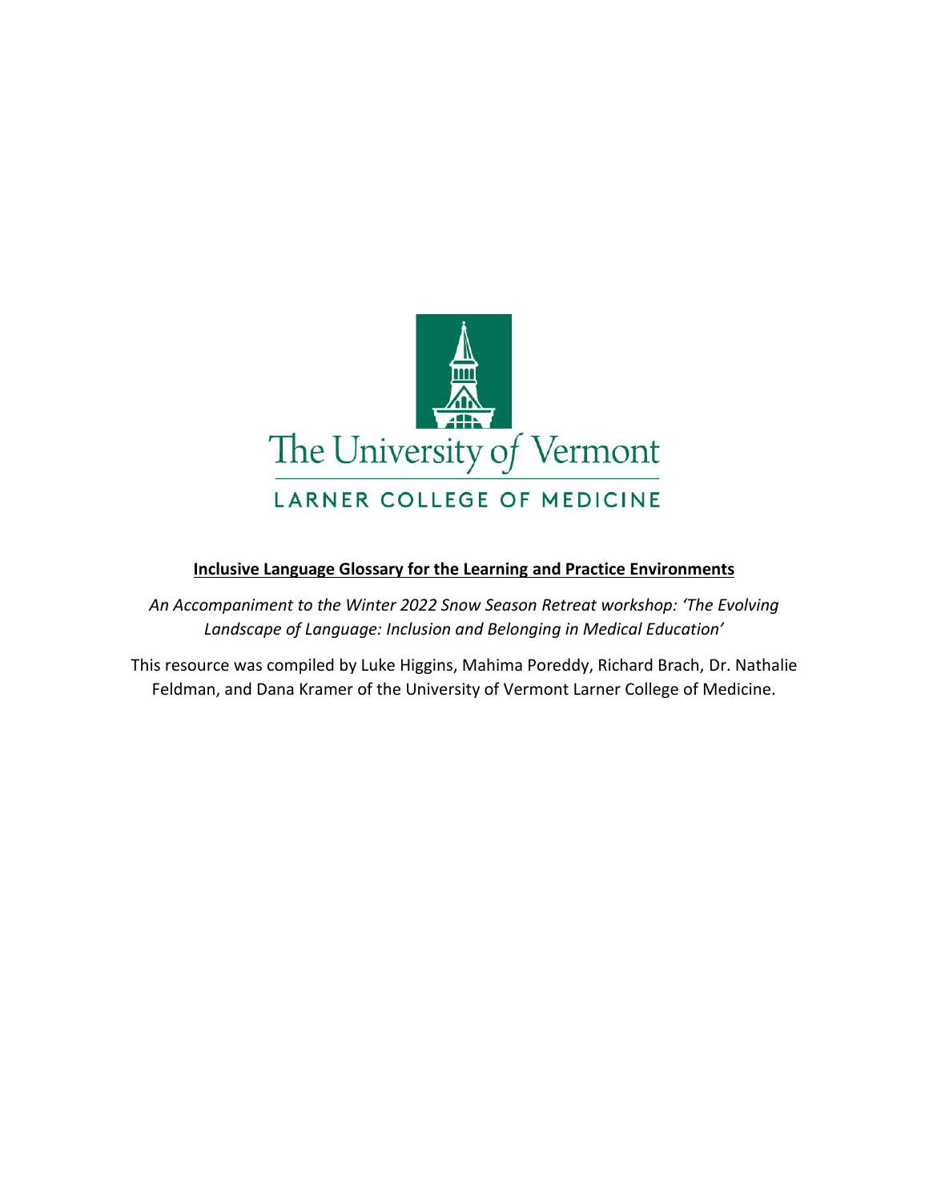The University of Vermont

LARNER COLLEGE OF MEDICINE

**Inclusive Language Glossary for the Learning and Practice Environments**

*An Accompaniment to the Winter 2022 Snow Season Retreat workshop: 'The Evolving Landscape of Language: Inclusion and Belonging in Medical Education'*

This resource was compiled by Luke Higgins, Mahima Poreddy, Richard Brach, Dr. Nathalie Feldman, and Dana Kramer of the University of Vermont Larner College of Medicine.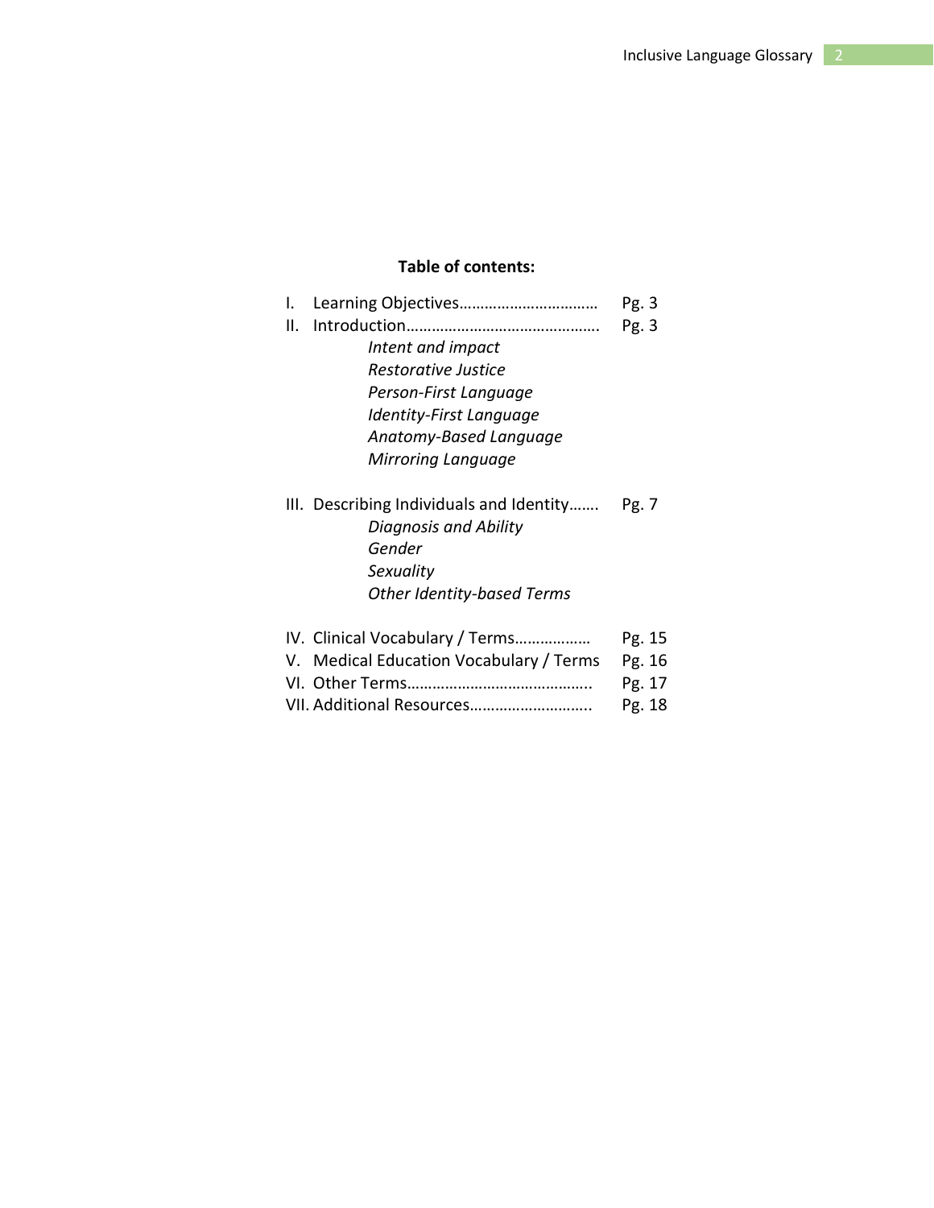**Table of contents:**

I. Learning Objectives……………………………… Pg. 3

II. Introduction……………………………………….. Pg. 3

- *Intent and impact*
- *Restorative Justice*
- *Person-First Language*
- *Identity-First Language*
- *Anatomy-Based Language*
- *Mirroring Language*

III. Describing Individuals and Identity……. Pg. 7

- *Diagnosis and Ability*
- *Gender*
- *Sexuality*
- *Other Identity-based Terms*

IV. Clinical Vocabulary / Terms……………… Pg. 15

V. Medical Education Vocabulary / Terms Pg. 16

VI. Other Terms…………………………………….. Pg. 17

VII. Additional Resources……………………….. Pg. 18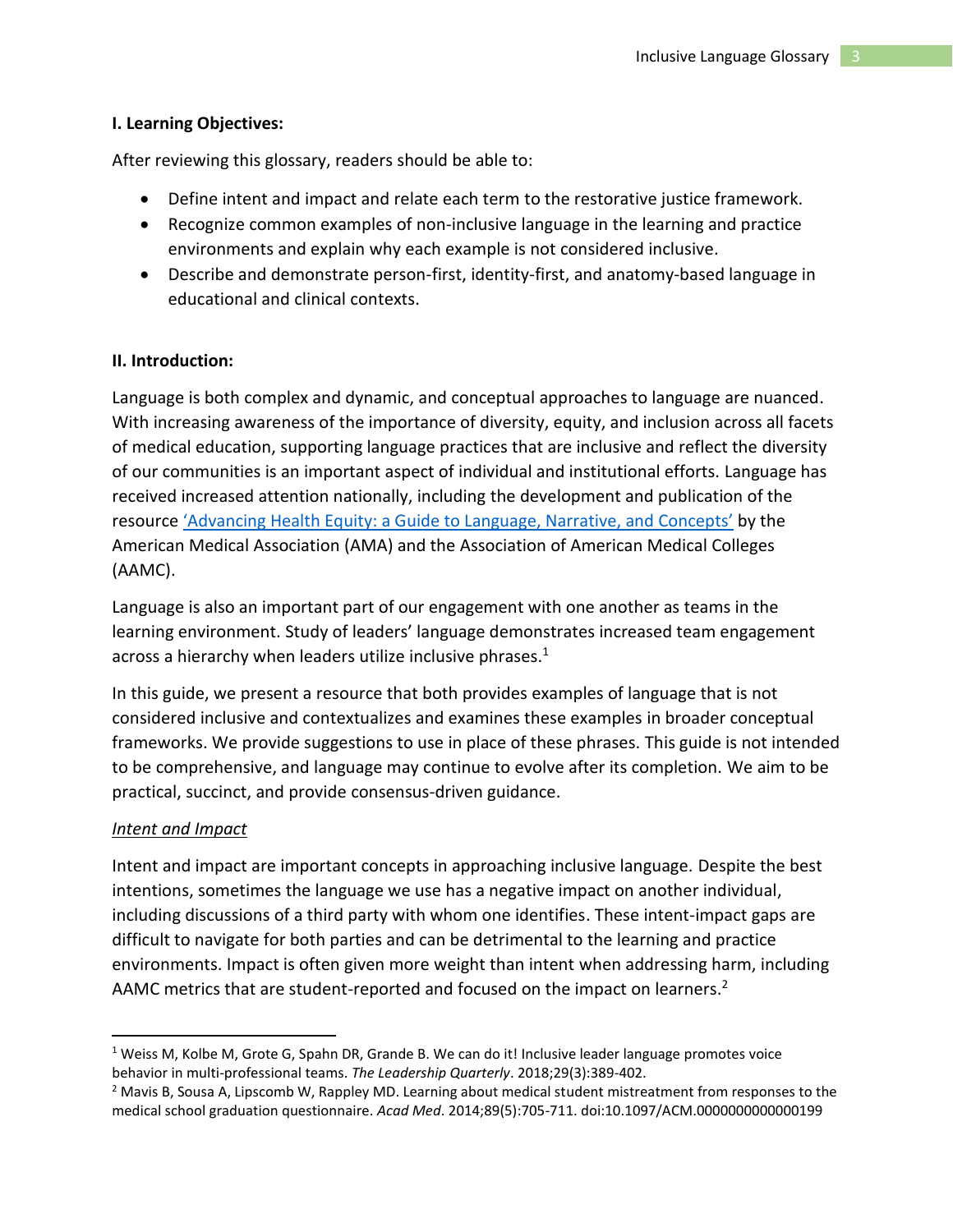**I. Learning Objectives:**

After reviewing this glossary, readers should be able to:

- Define intent and impact and relate each term to the restorative justice framework.
- Recognize common examples of non-inclusive language in the learning and practice environments and explain why each example is not considered inclusive.
- Describe and demonstrate person-first, identity-first, and anatomy-based language in educational and clinical contexts.

**II. Introduction:**

Language is both complex and dynamic, and conceptual approaches to language are nuanced. With increasing awareness of the importance of diversity, equity, and inclusion across all facets of medical education, supporting language practices that are inclusive and reflect the diversity of our communities is an important aspect of individual and institutional efforts. Language has received increased attention nationally, including the development and publication of the resource 'Advancing Health Equity: a Guide to Language, Narrative, and Concepts' by the American Medical Association (AMA) and the Association of American Medical Colleges (AAMC).

Language is also an important part of our engagement with one another as teams in the learning environment. Study of leaders' language demonstrates increased team engagement across a hierarchy when leaders utilize inclusive phrases.[1]

In this guide, we present a resource that both provides examples of language that is not considered inclusive and contextualizes and examines these examples in broader conceptual frameworks. We provide suggestions to use in place of these phrases. This guide is not intended to be comprehensive, and language may continue to evolve after its completion. We aim to be practical, succinct, and provide consensus-driven guidance.

*Intent and Impact*

Intent and impact are important concepts in approaching inclusive language. Despite the best intentions, sometimes the language we use has a negative impact on another individual, including discussions of a third party with whom one identifies. These intent-impact gaps are difficult to navigate for both parties and can be detrimental to the learning and practice environments. Impact is often given more weight than intent when addressing harm, including AAMC metrics that are student-reported and focused on the impact on learners.[2]

---

[1] Weiss M, Kolbe M, Grote G, Spahn DR, Grande B. We can do it! Inclusive leader language promotes voice behavior in multi-professional teams. *The Leadership Quarterly*. 2018;29(3):389-402.

[2] Mavis B, Sousa A, Lipscomb W, Rappley MD. Learning about medical student mistreatment from responses to the medical school graduation questionnaire. *Acad Med*. 2014;89(5):705-711. doi:10.1097/ACM.0000000000000199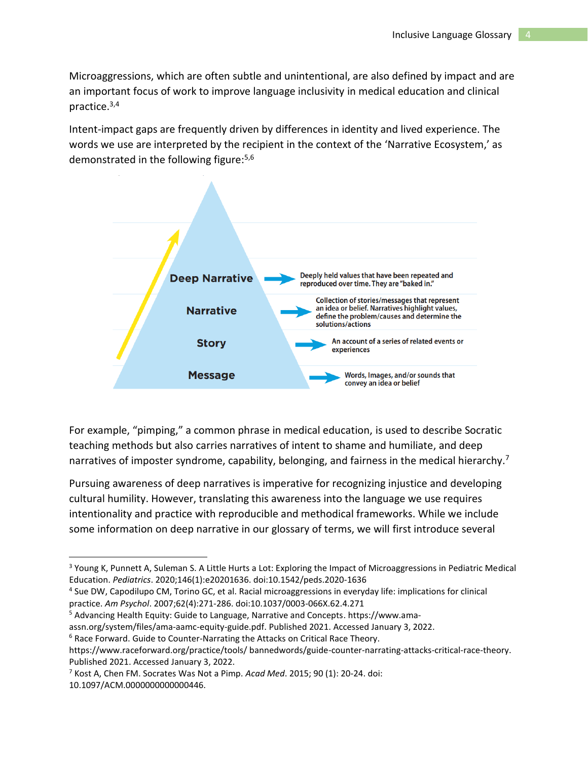Microaggressions, which are often subtle and unintentional, are also defined by impact and are an important focus of work to improve language inclusivity in medical education and clinical practice.[3,4]

Intent-impact gaps are frequently driven by differences in identity and lived experience. The words we use are interpreted by the recipient in the context of the 'Narrative Ecosystem,' as demonstrated in the following figure:[5,6]

| Level | Description |
| --- | --- |
| Deep Narrative | Deeply held values that have been repeated and reproduced over time. They are "baked in." |
| Narrative | Collection of stories/messages that represent an idea or belief. Narratives highlight values, define the problem/causes and determine the solutions/actions |
| Story | An account of a series of related events or experiences |
| Message | Words, Images, and/or sounds that convey an idea or belief |

For example, "pimping," a common phrase in medical education, is used to describe Socratic teaching methods but also carries narratives of intent to shame and humiliate, and deep narratives of imposter syndrome, capability, belonging, and fairness in the medical hierarchy.[7]

Pursuing awareness of deep narratives is imperative for recognizing injustice and developing cultural humility. However, translating this awareness into the language we use requires intentionality and practice with reproducible and methodical frameworks. While we include some information on deep narrative in our glossary of terms, we will first introduce several

---

[3] Young K, Punnett A, Suleman S. A Little Hurts a Lot: Exploring the Impact of Microaggressions in Pediatric Medical Education. *Pediatrics*. 2020;146(1):e20201636. doi:10.1542/peds.2020-1636

[4] Sue DW, Capodilupo CM, Torino GC, et al. Racial microaggressions in everyday life: implications for clinical practice. *Am Psychol*. 2007;62(4):271-286. doi:10.1037/0003-066X.62.4.271

[5] Advancing Health Equity: Guide to Language, Narrative and Concepts. https://www.ama-assn.org/system/files/ama-aamc-equity-guide.pdf. Published 2021. Accessed January 3, 2022.

[6] Race Forward. Guide to Counter-Narrating the Attacks on Critical Race Theory. https://www.raceforward.org/practice/tools/ bannedwords/guide-counter-narrating-attacks-critical-race-theory. Published 2021. Accessed January 3, 2022.

[7] Kost A, Chen FM. Socrates Was Not a Pimp. *Acad Med*. 2015; 90 (1): 20-24. doi: 10.1097/ACM.0000000000000446.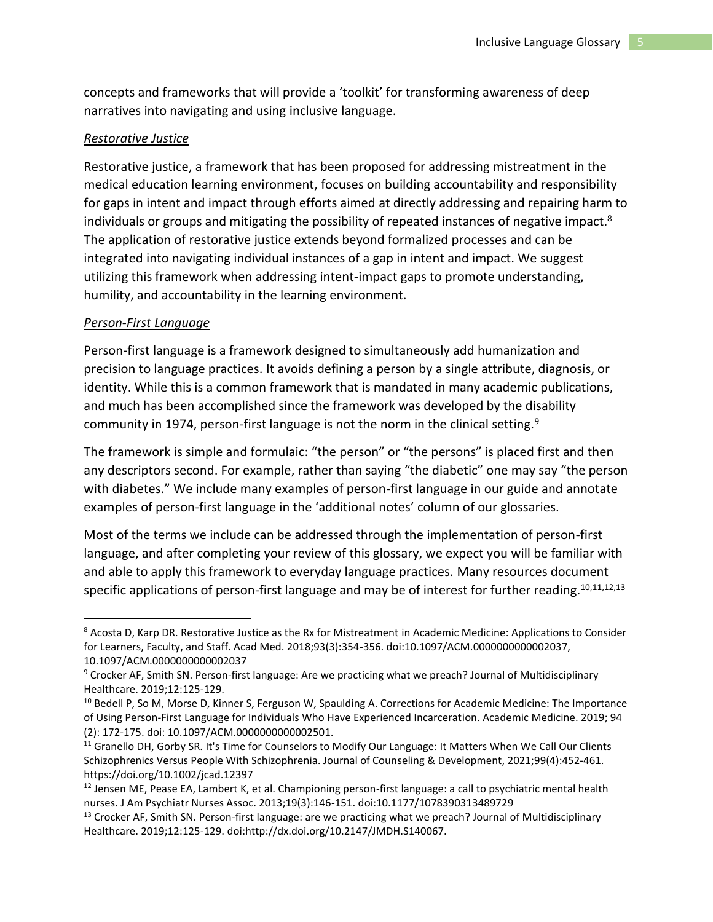concepts and frameworks that will provide a 'toolkit' for transforming awareness of deep narratives into navigating and using inclusive language.

*Restorative Justice*

Restorative justice, a framework that has been proposed for addressing mistreatment in the medical education learning environment, focuses on building accountability and responsibility for gaps in intent and impact through efforts aimed at directly addressing and repairing harm to individuals or groups and mitigating the possibility of repeated instances of negative impact.[8] The application of restorative justice extends beyond formalized processes and can be integrated into navigating individual instances of a gap in intent and impact. We suggest utilizing this framework when addressing intent-impact gaps to promote understanding, humility, and accountability in the learning environment.

*Person-First Language*

Person-first language is a framework designed to simultaneously add humanization and precision to language practices. It avoids defining a person by a single attribute, diagnosis, or identity. While this is a common framework that is mandated in many academic publications, and much has been accomplished since the framework was developed by the disability community in 1974, person-first language is not the norm in the clinical setting.[9]

The framework is simple and formulaic: "the person" or "the persons" is placed first and then any descriptors second. For example, rather than saying "the diabetic" one may say "the person with diabetes." We include many examples of person-first language in our guide and annotate examples of person-first language in the 'additional notes' column of our glossaries.

Most of the terms we include can be addressed through the implementation of person-first language, and after completing your review of this glossary, we expect you will be familiar with and able to apply this framework to everyday language practices. Many resources document specific applications of person-first language and may be of interest for further reading.[10,11,12,13]

---

[8] Acosta D, Karp DR. Restorative Justice as the Rx for Mistreatment in Academic Medicine: Applications to Consider for Learners, Faculty, and Staff. Acad Med. 2018;93(3):354-356. doi:10.1097/ACM.0000000000002037, 10.1097/ACM.0000000000002037

[9] Crocker AF, Smith SN. Person-first language: Are we practicing what we preach? Journal of Multidisciplinary Healthcare. 2019;12:125-129.

[10] Bedell P, So M, Morse D, Kinner S, Ferguson W, Spaulding A. Corrections for Academic Medicine: The Importance of Using Person-First Language for Individuals Who Have Experienced Incarceration. Academic Medicine. 2019; 94 (2): 172-175. doi: 10.1097/ACM.0000000000002501.

[11] Granello DH, Gorby SR. It's Time for Counselors to Modify Our Language: It Matters When We Call Our Clients Schizophrenics Versus People With Schizophrenia. Journal of Counseling & Development, 2021;99(4):452-461. https://doi.org/10.1002/jcad.12397

[12] Jensen ME, Pease EA, Lambert K, et al. Championing person-first language: a call to psychiatric mental health nurses. J Am Psychiatr Nurses Assoc. 2013;19(3):146-151. doi:10.1177/1078390313489729

[13] Crocker AF, Smith SN. Person-first language: are we practicing what we preach? Journal of Multidisciplinary Healthcare. 2019;12:125-129. doi:http://dx.doi.org/10.2147/JMDH.S140067.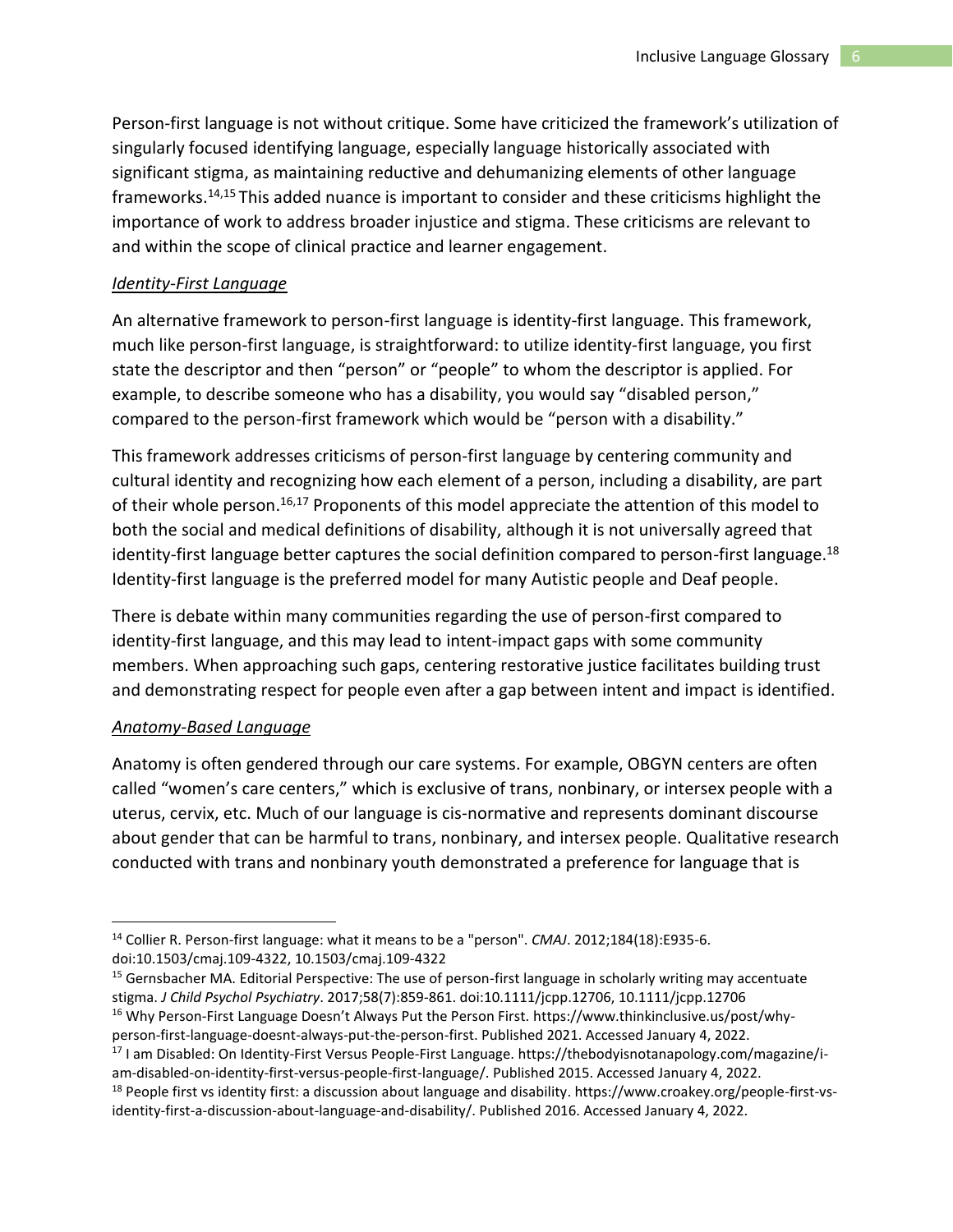Person-first language is not without critique. Some have criticized the framework's utilization of singularly focused identifying language, especially language historically associated with significant stigma, as maintaining reductive and dehumanizing elements of other language frameworks.[14,15] This added nuance is important to consider and these criticisms highlight the importance of work to address broader injustice and stigma. These criticisms are relevant to and within the scope of clinical practice and learner engagement.

### *Identity-First Language*

An alternative framework to person-first language is identity-first language. This framework, much like person-first language, is straightforward: to utilize identity-first language, you first state the descriptor and then "person" or "people" to whom the descriptor is applied. For example, to describe someone who has a disability, you would say "disabled person," compared to the person-first framework which would be "person with a disability."

This framework addresses criticisms of person-first language by centering community and cultural identity and recognizing how each element of a person, including a disability, are part of their whole person.[16,17] Proponents of this model appreciate the attention of this model to both the social and medical definitions of disability, although it is not universally agreed that identity-first language better captures the social definition compared to person-first language.[18] Identity-first language is the preferred model for many Autistic people and Deaf people.

There is debate within many communities regarding the use of person-first compared to identity-first language, and this may lead to intent-impact gaps with some community members. When approaching such gaps, centering restorative justice facilitates building trust and demonstrating respect for people even after a gap between intent and impact is identified.

### *Anatomy-Based Language*

Anatomy is often gendered through our care systems. For example, OBGYN centers are often called "women's care centers," which is exclusive of trans, nonbinary, or intersex people with a uterus, cervix, etc. Much of our language is cis-normative and represents dominant discourse about gender that can be harmful to trans, nonbinary, and intersex people. Qualitative research conducted with trans and nonbinary youth demonstrated a preference for language that is

---

[14] Collier R. Person-first language: what it means to be a "person". *CMAJ*. 2012;184(18):E935-6. doi:10.1503/cmaj.109-4322, 10.1503/cmaj.109-4322

[15] Gernsbacher MA. Editorial Perspective: The use of person-first language in scholarly writing may accentuate stigma. *J Child Psychol Psychiatry*. 2017;58(7):859-861. doi:10.1111/jcpp.12706, 10.1111/jcpp.12706

[16] Why Person-First Language Doesn't Always Put the Person First. https://www.thinkinclusive.us/post/why-person-first-language-doesnt-always-put-the-person-first. Published 2021. Accessed January 4, 2022.

[17] I am Disabled: On Identity-First Versus People-First Language. https://thebodyisnotanapology.com/magazine/i-am-disabled-on-identity-first-versus-people-first-language/. Published 2015. Accessed January 4, 2022.

[18] People first vs identity first: a discussion about language and disability. https://www.croakey.org/people-first-vs-identity-first-a-discussion-about-language-and-disability/. Published 2016. Accessed January 4, 2022.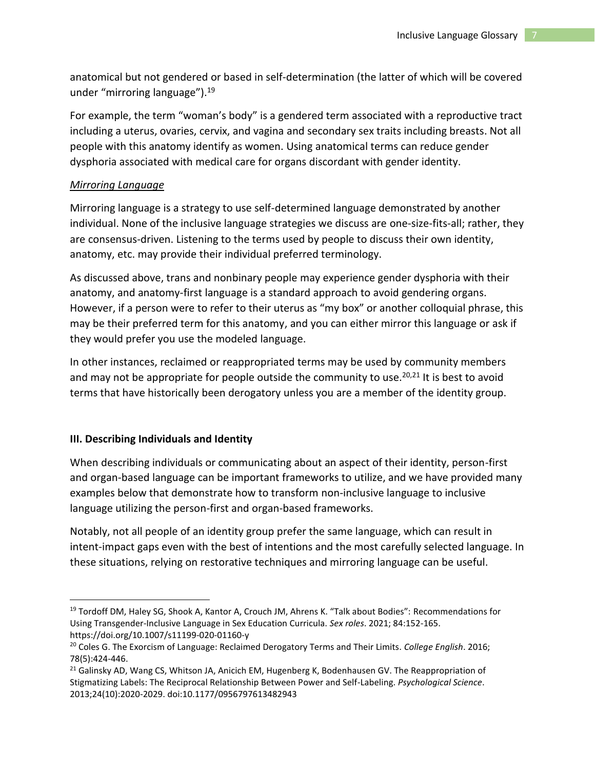anatomical but not gendered or based in self-determination (the latter of which will be covered under "mirroring language").[19]

For example, the term "woman's body" is a gendered term associated with a reproductive tract including a uterus, ovaries, cervix, and vagina and secondary sex traits including breasts. Not all people with this anatomy identify as women. Using anatomical terms can reduce gender dysphoria associated with medical care for organs discordant with gender identity.

*Mirroring Language*

Mirroring language is a strategy to use self-determined language demonstrated by another individual. None of the inclusive language strategies we discuss are one-size-fits-all; rather, they are consensus-driven. Listening to the terms used by people to discuss their own identity, anatomy, etc. may provide their individual preferred terminology.

As discussed above, trans and nonbinary people may experience gender dysphoria with their anatomy, and anatomy-first language is a standard approach to avoid gendering organs. However, if a person were to refer to their uterus as "my box" or another colloquial phrase, this may be their preferred term for this anatomy, and you can either mirror this language or ask if they would prefer you use the modeled language.

In other instances, reclaimed or reappropriated terms may be used by community members and may not be appropriate for people outside the community to use.[20,21] It is best to avoid terms that have historically been derogatory unless you are a member of the identity group.

**III. Describing Individuals and Identity**

When describing individuals or communicating about an aspect of their identity, person-first and organ-based language can be important frameworks to utilize, and we have provided many examples below that demonstrate how to transform non-inclusive language to inclusive language utilizing the person-first and organ-based frameworks.

Notably, not all people of an identity group prefer the same language, which can result in intent-impact gaps even with the best of intentions and the most carefully selected language. In these situations, relying on restorative techniques and mirroring language can be useful.

---

[19] Tordoff DM, Haley SG, Shook A, Kantor A, Crouch JM, Ahrens K. "Talk about Bodies": Recommendations for Using Transgender-Inclusive Language in Sex Education Curricula. *Sex roles*. 2021; 84:152-165. https://doi.org/10.1007/s11199-020-01160-y

[20] Coles G. The Exorcism of Language: Reclaimed Derogatory Terms and Their Limits. *College English*. 2016; 78(5):424-446.

[21] Galinsky AD, Wang CS, Whitson JA, Anicich EM, Hugenberg K, Bodenhausen GV. The Reappropriation of Stigmatizing Labels: The Reciprocal Relationship Between Power and Self-Labeling. *Psychological Science*. 2013;24(10):2020-2029. doi:10.1177/0956797613482943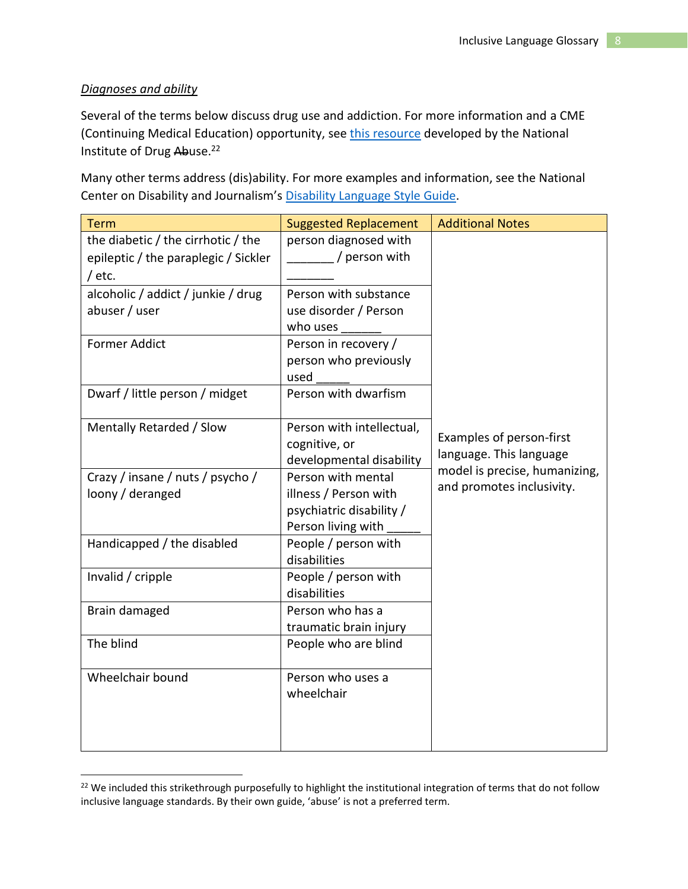*Diagnoses and ability*

Several of the terms below discuss drug use and addiction. For more information and a CME (Continuing Medical Education) opportunity, see this resource developed by the National Institute of Drug ~~Ab~~use.[22]

Many other terms address (dis)ability. For more examples and information, see the National Center on Disability and Journalism's Disability Language Style Guide.

| Term | Suggested Replacement | Additional Notes |
|---|---|---|
| the diabetic / the cirrhotic / the epileptic / the paraplegic / Sickler / etc. | person diagnosed with _______ / person with _______ | Examples of person-first language. This language model is precise, humanizing, and promotes inclusivity. |
| alcoholic / addict / junkie / drug abuser / user | Person with substance use disorder / Person who uses ______ | |
| Former Addict | Person in recovery / person who previously used _____ | |
| Dwarf / little person / midget | Person with dwarfism | |
| Mentally Retarded / Slow | Person with intellectual, cognitive, or developmental disability | |
| Crazy / insane / nuts / psycho / loony / deranged | Person with mental illness / Person with psychiatric disability / Person living with _____ | |
| Handicapped / the disabled | People / person with disabilities | |
| Invalid / cripple | People / person with disabilities | |
| Brain damaged | Person who has a traumatic brain injury | |
| The blind | People who are blind | |
| Wheelchair bound | Person who uses a wheelchair | |

[22] We included this strikethrough purposefully to highlight the institutional integration of terms that do not follow inclusive language standards. By their own guide, 'abuse' is not a preferred term.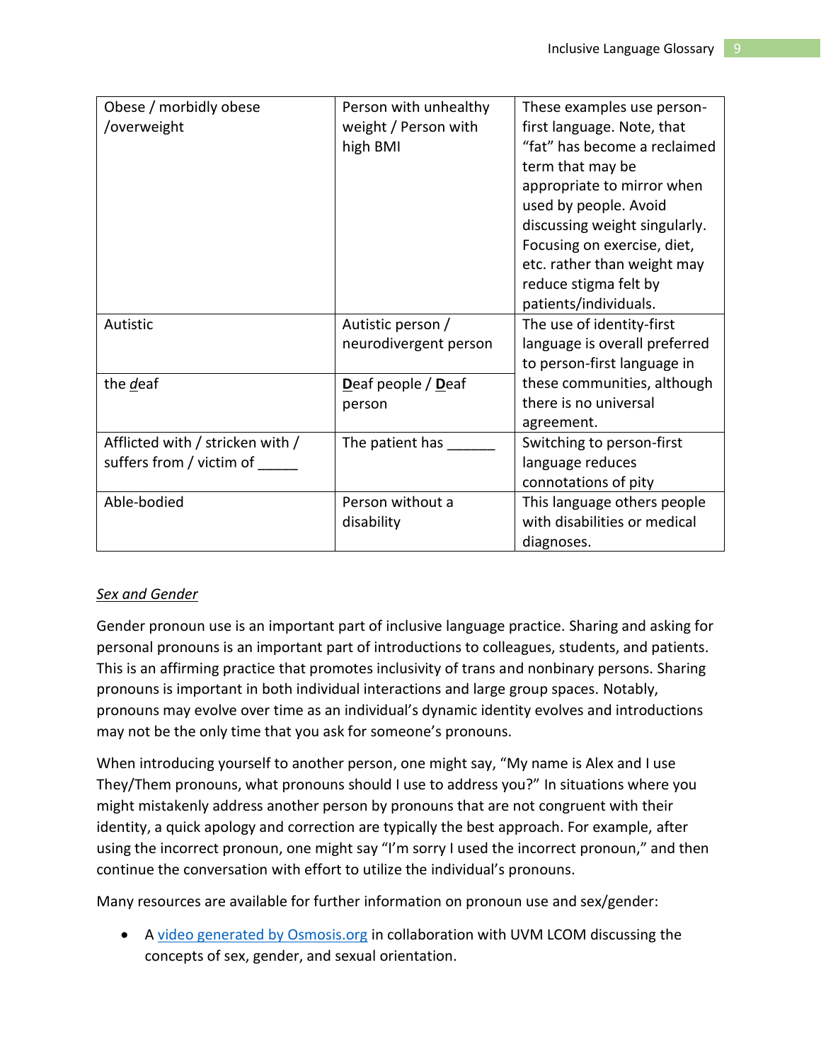| | | |
|---|---|---|
| Obese / morbidly obese /overweight | Person with unhealthy weight / Person with high BMI | These examples use person-first language. Note, that "fat" has become a reclaimed term that may be appropriate to mirror when used by people. Avoid discussing weight singularly. Focusing on exercise, diet, etc. rather than weight may reduce stigma felt by patients/individuals. |
| Autistic | Autistic person / neurodivergent person | The use of identity-first language is overall preferred to person-first language in these communities, although there is no universal agreement. |
| the *d*eaf | **D**eaf people / **D**eaf person | |
| Afflicted with / stricken with / suffers from / victim of _____ | The patient has ______ | Switching to person-first language reduces connotations of pity |
| Able-bodied | Person without a disability | This language others people with disabilities or medical diagnoses. |

*Sex and Gender*

Gender pronoun use is an important part of inclusive language practice. Sharing and asking for personal pronouns is an important part of introductions to colleagues, students, and patients. This is an affirming practice that promotes inclusivity of trans and nonbinary persons. Sharing pronouns is important in both individual interactions and large group spaces. Notably, pronouns may evolve over time as an individual's dynamic identity evolves and introductions may not be the only time that you ask for someone's pronouns.

When introducing yourself to another person, one might say, "My name is Alex and I use They/Them pronouns, what pronouns should I use to address you?" In situations where you might mistakenly address another person by pronouns that are not congruent with their identity, a quick apology and correction are typically the best approach. For example, after using the incorrect pronoun, one might say "I'm sorry I used the incorrect pronoun," and then continue the conversation with effort to utilize the individual's pronouns.

Many resources are available for further information on pronoun use and sex/gender:

- A video generated by Osmosis.org in collaboration with UVM LCOM discussing the concepts of sex, gender, and sexual orientation.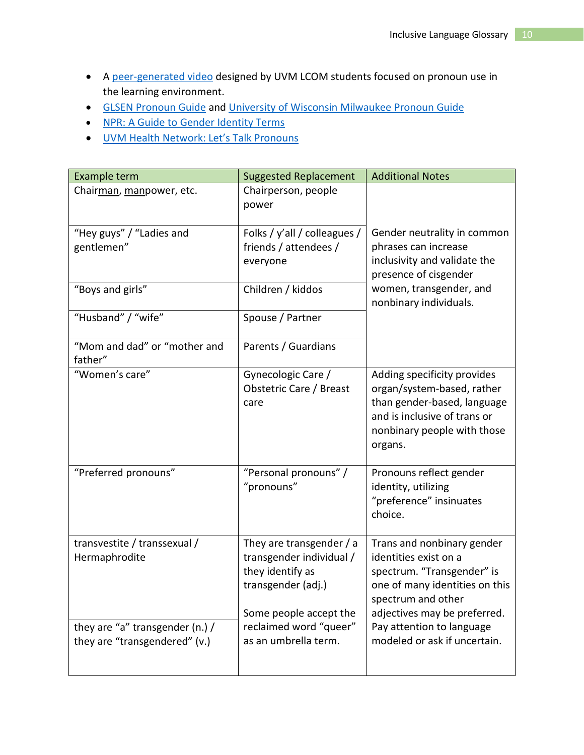- A peer-generated video designed by UVM LCOM students focused on pronoun use in the learning environment.
- GLSEN Pronoun Guide and University of Wisconsin Milwaukee Pronoun Guide
- NPR: A Guide to Gender Identity Terms
- UVM Health Network: Let's Talk Pronouns

| Example term | Suggested Replacement | Additional Notes |
|---|---|---|
| Chairman, manpower, etc. | Chairperson, people power | Gender neutrality in common phrases can increase inclusivity and validate the presence of cisgender women, transgender, and nonbinary individuals. |
| "Hey guys" / "Ladies and gentlemen" | Folks / y'all / colleagues / friends / attendees / everyone | |
| "Boys and girls" | Children / kiddos | |
| "Husband" / "wife" | Spouse / Partner | |
| "Mom and dad" or "mother and father" | Parents / Guardians | |
| "Women's care" | Gynecologic Care / Obstetric Care / Breast care | Adding specificity provides organ/system-based, rather than gender-based, language and is inclusive of trans or nonbinary people with those organs. |
| "Preferred pronouns" | "Personal pronouns" / "pronouns" | Pronouns reflect gender identity, utilizing "preference" insinuates choice. |
| transvestite / transsexual / Hermaphrodite | They are transgender / a transgender individual / they identify as transgender (adj.)<br><br>Some people accept the reclaimed word "queer" as an umbrella term. | Trans and nonbinary gender identities exist on a spectrum. "Transgender" is one of many identities on this spectrum and other adjectives may be preferred. Pay attention to language modeled or ask if uncertain. |
| they are "a" transgender (n.) / they are "transgendered" (v.) | | |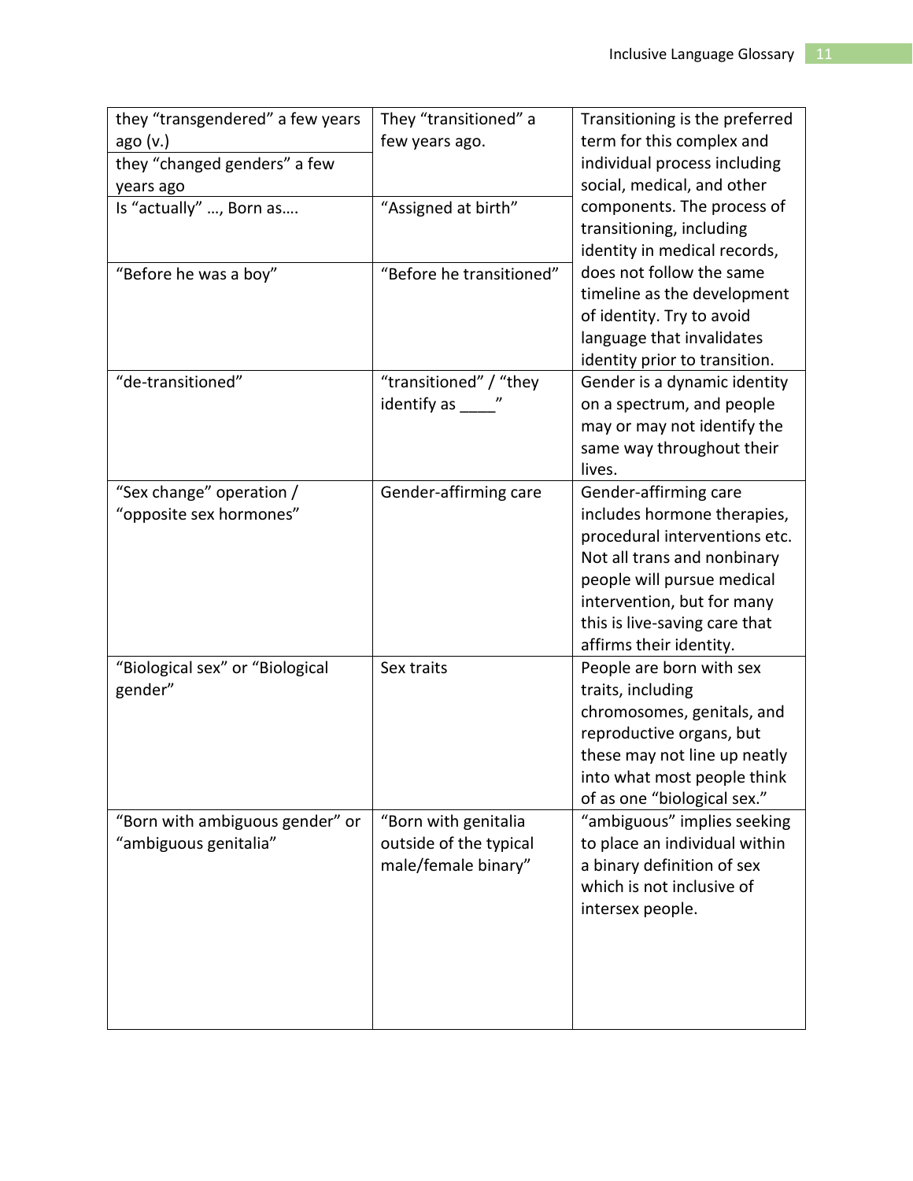| | | |
|---|---|---|
| they “transgendered” a few years ago (v.) | They “transitioned” a few years ago. | Transitioning is the preferred term for this complex and individual process including social, medical, and other components. The process of transitioning, including identity in medical records, does not follow the same timeline as the development of identity. Try to avoid language that invalidates identity prior to transition. |
| they “changed genders” a few years ago | | |
| Is “actually” …, Born as…. | “Assigned at birth” | |
| “Before he was a boy” | “Before he transitioned” | |
| “de-transitioned” | “transitioned” / “they identify as ____” | Gender is a dynamic identity on a spectrum, and people may or may not identify the same way throughout their lives. |
| “Sex change” operation / “opposite sex hormones” | Gender-affirming care | Gender-affirming care includes hormone therapies, procedural interventions etc. Not all trans and nonbinary people will pursue medical intervention, but for many this is live-saving care that affirms their identity. |
| “Biological sex” or “Biological gender” | Sex traits | People are born with sex traits, including chromosomes, genitals, and reproductive organs, but these may not line up neatly into what most people think of as one “biological sex.” |
| “Born with ambiguous gender” or “ambiguous genitalia” | “Born with genitalia outside of the typical male/female binary” | “ambiguous” implies seeking to place an individual within a binary definition of sex which is not inclusive of intersex people. |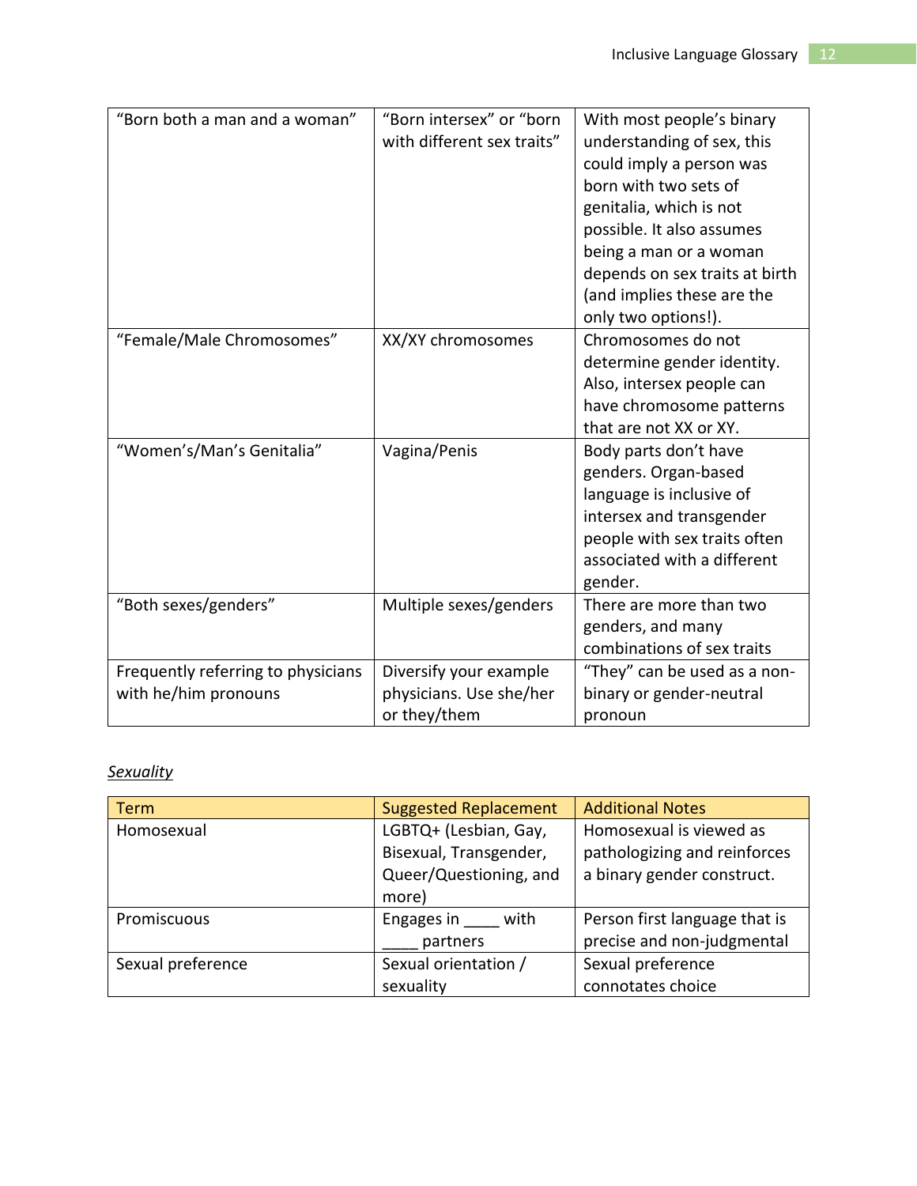| | | |
|---|---|---|
| "Born both a man and a woman" | "Born intersex" or "born with different sex traits" | With most people's binary understanding of sex, this could imply a person was born with two sets of genitalia, which is not possible. It also assumes being a man or a woman depends on sex traits at birth (and implies these are the only two options!). |
| "Female/Male Chromosomes" | XX/XY chromosomes | Chromosomes do not determine gender identity. Also, intersex people can have chromosome patterns that are not XX or XY. |
| "Women's/Man's Genitalia" | Vagina/Penis | Body parts don't have genders. Organ-based language is inclusive of intersex and transgender people with sex traits often associated with a different gender. |
| "Both sexes/genders" | Multiple sexes/genders | There are more than two genders, and many combinations of sex traits |
| Frequently referring to physicians with he/him pronouns | Diversify your example physicians. Use she/her or they/them | "They" can be used as a non-binary or gender-neutral pronoun |

*Sexuality*

| Term | Suggested Replacement | Additional Notes |
|---|---|---|
| Homosexual | LGBTQ+ (Lesbian, Gay, Bisexual, Transgender, Queer/Questioning, and more) | Homosexual is viewed as pathologizing and reinforces a binary gender construct. |
| Promiscuous | Engages in ____ with ____ partners | Person first language that is precise and non-judgmental |
| Sexual preference | Sexual orientation / sexuality | Sexual preference connotates choice |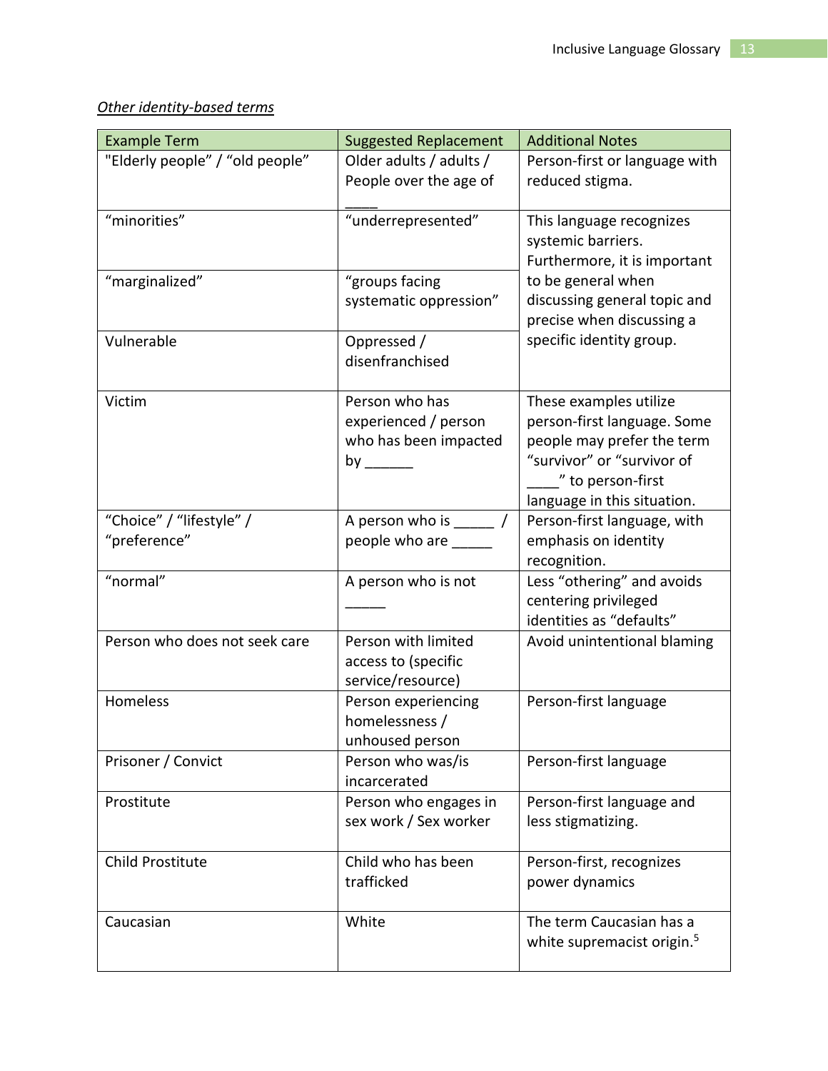*Other identity-based terms*

| Example Term | Suggested Replacement | Additional Notes |
|---|---|---|
| "Elderly people" / "old people" | Older adults / adults / People over the age of ____ | Person-first or language with reduced stigma. |
| "minorities" | "underrepresented" | This language recognizes systemic barriers. Furthermore, it is important to be general when discussing general topic and precise when discussing a specific identity group. |
| "marginalized" | "groups facing systematic oppression" | |
| Vulnerable | Oppressed / disenfranchised | |
| Victim | Person who has experienced / person who has been impacted by ______ | These examples utilize person-first language. Some people may prefer the term "survivor" or "survivor of ____" to person-first language in this situation. |
| "Choice" / "lifestyle" / "preference" | A person who is _____ / people who are _____ | Person-first language, with emphasis on identity recognition. |
| "normal" | A person who is not _____ | Less "othering" and avoids centering privileged identities as "defaults" |
| Person who does not seek care | Person with limited access to (specific service/resource) | Avoid unintentional blaming |
| Homeless | Person experiencing homelessness / unhoused person | Person-first language |
| Prisoner / Convict | Person who was/is incarcerated | Person-first language |
| Prostitute | Person who engages in sex work / Sex worker | Person-first language and less stigmatizing. |
| Child Prostitute | Child who has been trafficked | Person-first, recognizes power dynamics |
| Caucasian | White | The term Caucasian has a white supremacist origin.[5] |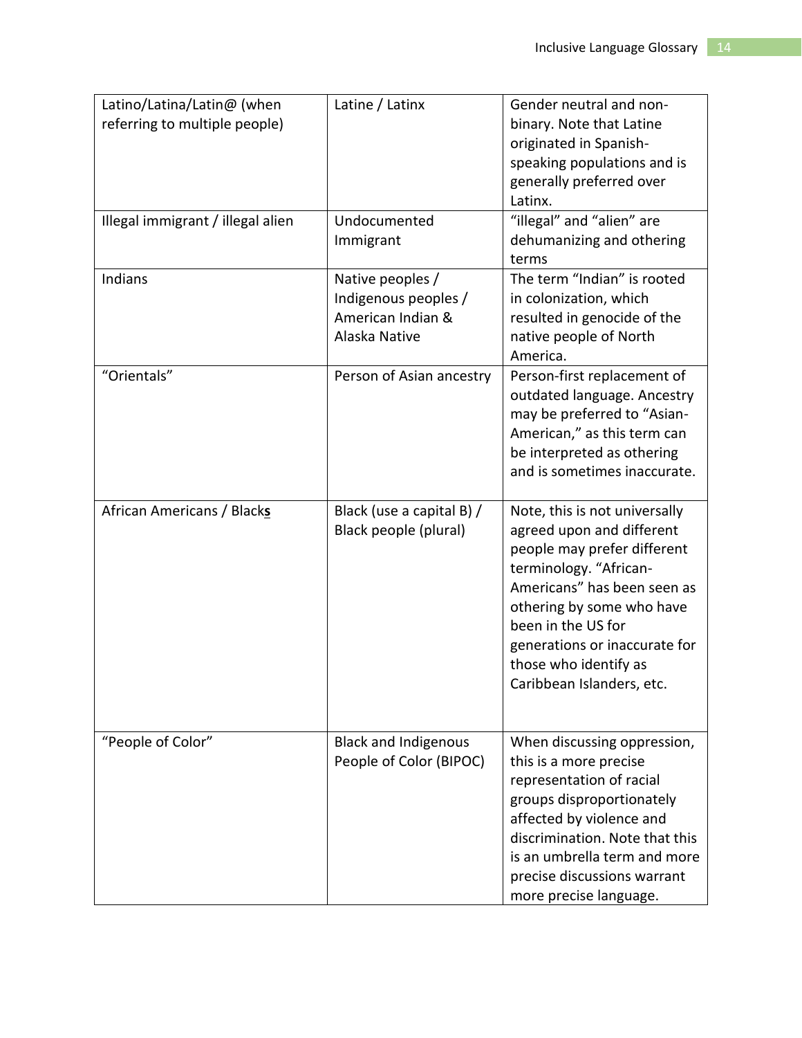| Latino/Latina/Latin@ (when referring to multiple people) | Latine / Latinx | Gender neutral and non-binary. Note that Latine originated in Spanish-speaking populations and is generally preferred over Latinx. |
|---|---|---|
| Illegal immigrant / illegal alien | Undocumented Immigrant | "illegal" and "alien" are dehumanizing and othering terms |
| Indians | Native peoples / Indigenous peoples / American Indian & Alaska Native | The term "Indian" is rooted in colonization, which resulted in genocide of the native people of North America. |
| "Orientals" | Person of Asian ancestry | Person-first replacement of outdated language. Ancestry may be preferred to "Asian-American," as this term can be interpreted as othering and is sometimes inaccurate. |
| African Americans / Black**s** | Black (use a capital B) / Black people (plural) | Note, this is not universally agreed upon and different people may prefer different terminology. "African-Americans" has been seen as othering by some who have been in the US for generations or inaccurate for those who identify as Caribbean Islanders, etc. |
| "People of Color" | Black and Indigenous People of Color (BIPOC) | When discussing oppression, this is a more precise representation of racial groups disproportionately affected by violence and discrimination. Note that this is an umbrella term and more precise discussions warrant more precise language. |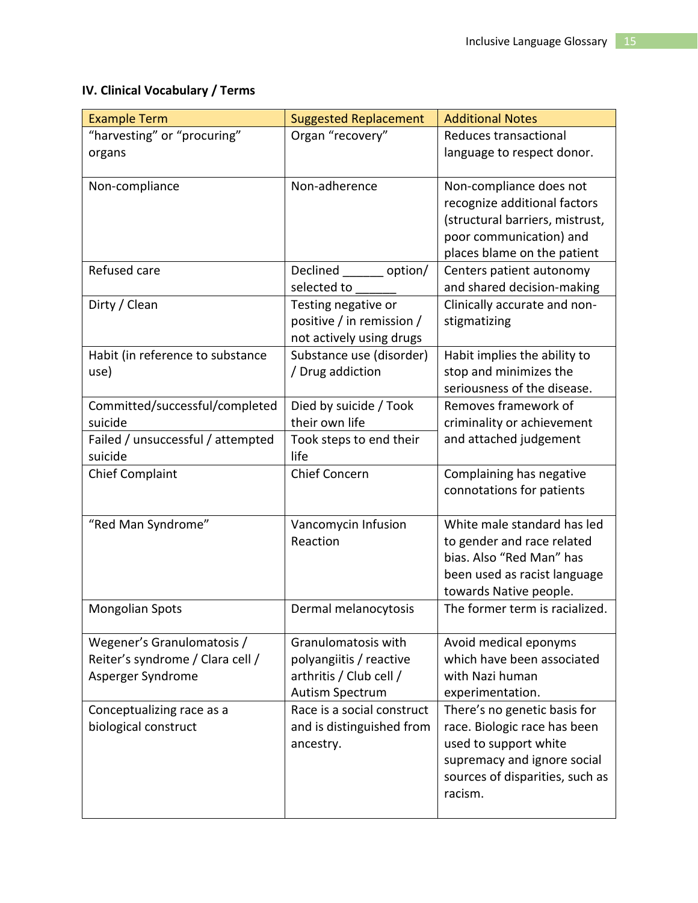### IV. Clinical Vocabulary / Terms

| Example Term | Suggested Replacement | Additional Notes |
|---|---|---|
| “harvesting” or “procuring” organs | Organ “recovery” | Reduces transactional language to respect donor. |
| Non-compliance | Non-adherence | Non-compliance does not recognize additional factors (structural barriers, mistrust, poor communication) and places blame on the patient |
| Refused care | Declined ______ option/ selected to ______ | Centers patient autonomy and shared decision-making |
| Dirty / Clean | Testing negative or positive / in remission / not actively using drugs | Clinically accurate and non-stigmatizing |
| Habit (in reference to substance use) | Substance use (disorder) / Drug addiction | Habit implies the ability to stop and minimizes the seriousness of the disease. |
| Committed/successful/completed suicide | Died by suicide / Took their own life | Removes framework of criminality or achievement and attached judgement |
| Failed / unsuccessful / attempted suicide | Took steps to end their life | |
| Chief Complaint | Chief Concern | Complaining has negative connotations for patients |
| “Red Man Syndrome” | Vancomycin Infusion Reaction | White male standard has led to gender and race related bias. Also “Red Man” has been used as racist language towards Native people. |
| Mongolian Spots | Dermal melanocytosis | The former term is racialized. |
| Wegener’s Granulomatosis / Reiter’s syndrome / Clara cell / Asperger Syndrome | Granulomatosis with polyangiitis / reactive arthritis / Club cell / Autism Spectrum | Avoid medical eponyms which have been associated with Nazi human experimentation. |
| Conceptualizing race as a biological construct | Race is a social construct and is distinguished from ancestry. | There’s no genetic basis for race. Biologic race has been used to support white supremacy and ignore social sources of disparities, such as racism. |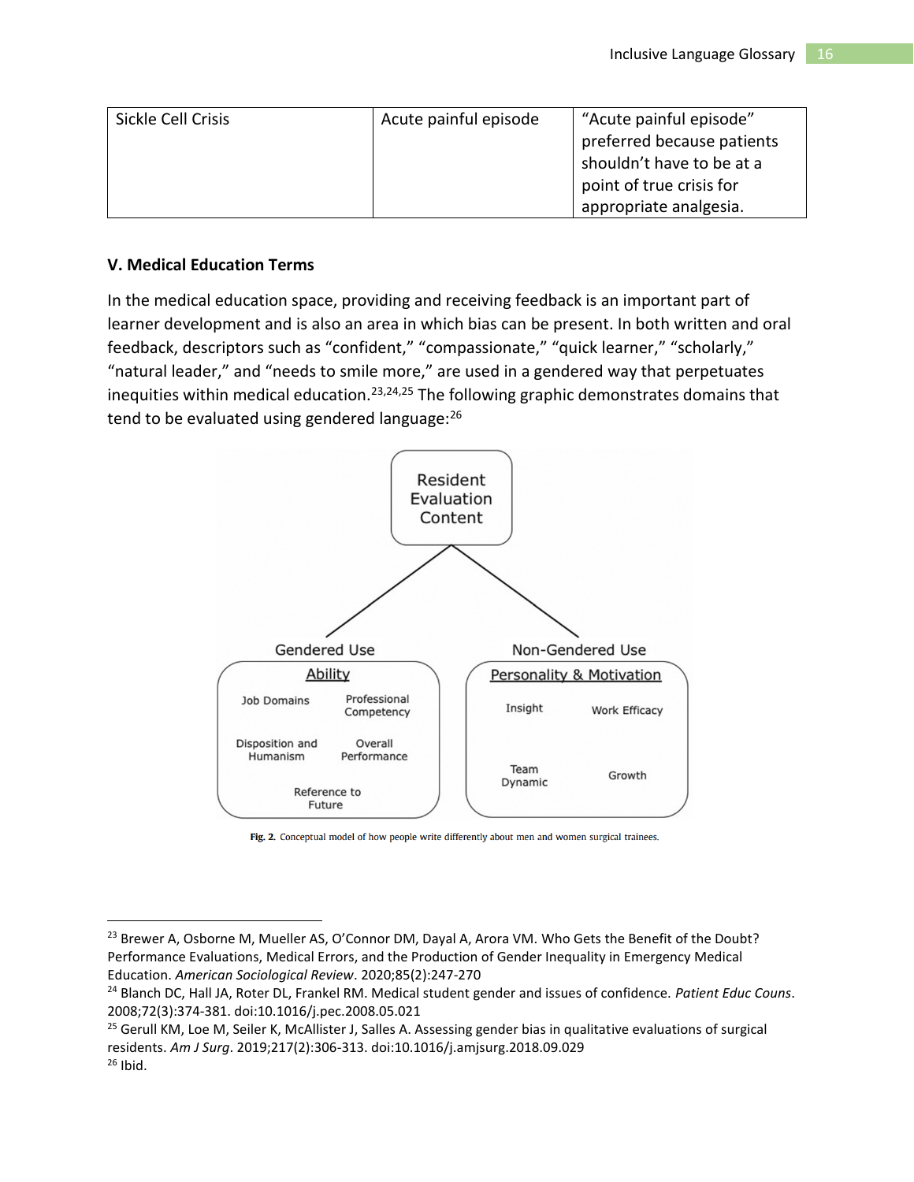| Sickle Cell Crisis | Acute painful episode | "Acute painful episode" preferred because patients shouldn't have to be at a point of true crisis for appropriate analgesia. |
|---|---|---|

### V. Medical Education Terms

In the medical education space, providing and receiving feedback is an important part of learner development and is also an area in which bias can be present. In both written and oral feedback, descriptors such as "confident," "compassionate," "quick learner," "scholarly," "natural leader," and "needs to smile more," are used in a gendered way that perpetuates inequities within medical education.[23,24,25] The following graphic demonstrates domains that tend to be evaluated using gendered language:[26]

Resident Evaluation Content

Gendered Use — Ability: Job Domains; Professional Competency; Disposition and Humanism; Overall Performance; Reference to Future

Non-Gendered Use — Personality & Motivation: Insight; Work Efficacy; Team Dynamic; Growth

**Fig. 2.** Conceptual model of how people write differently about men and women surgical trainees.

---

[23] Brewer A, Osborne M, Mueller AS, O'Connor DM, Dayal A, Arora VM. Who Gets the Benefit of the Doubt? Performance Evaluations, Medical Errors, and the Production of Gender Inequality in Emergency Medical Education. *American Sociological Review*. 2020;85(2):247-270

[24] Blanch DC, Hall JA, Roter DL, Frankel RM. Medical student gender and issues of confidence. *Patient Educ Couns*. 2008;72(3):374-381. doi:10.1016/j.pec.2008.05.021

[25] Gerull KM, Loe M, Seiler K, McAllister J, Salles A. Assessing gender bias in qualitative evaluations of surgical residents. *Am J Surg*. 2019;217(2):306-313. doi:10.1016/j.amjsurg.2018.09.029

[26] Ibid.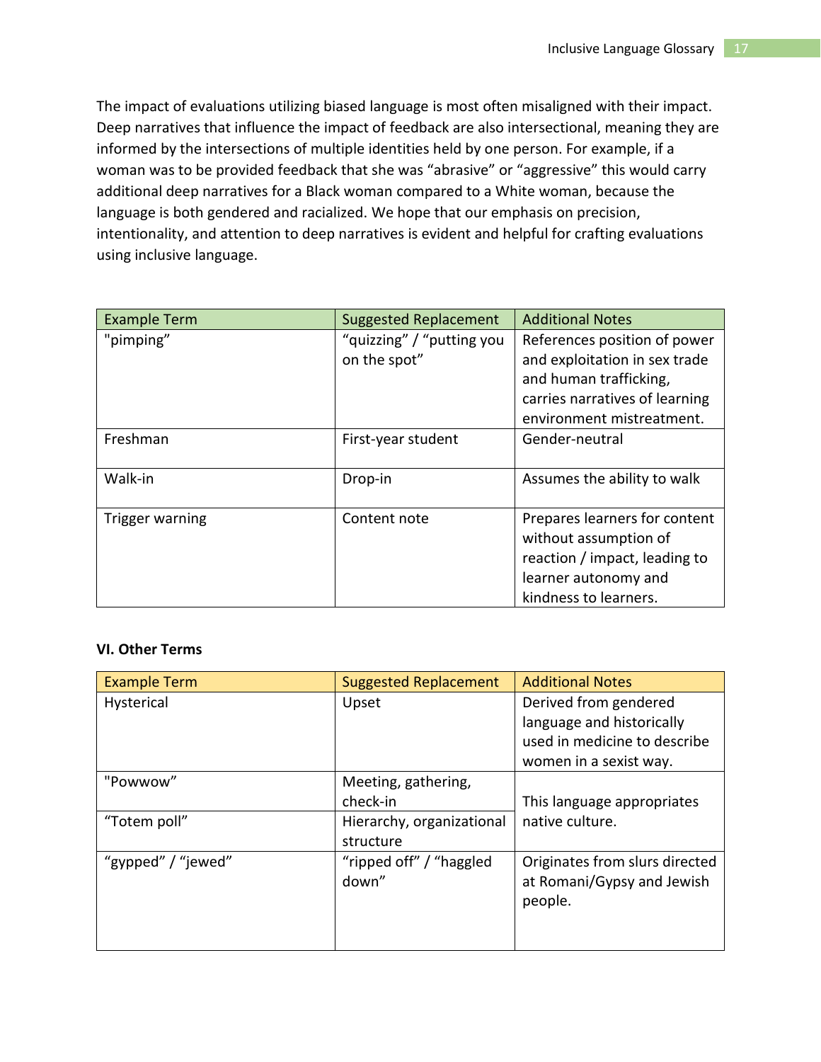The impact of evaluations utilizing biased language is most often misaligned with their impact. Deep narratives that influence the impact of feedback are also intersectional, meaning they are informed by the intersections of multiple identities held by one person. For example, if a woman was to be provided feedback that she was "abrasive" or "aggressive" this would carry additional deep narratives for a Black woman compared to a White woman, because the language is both gendered and racialized. We hope that our emphasis on precision, intentionality, and attention to deep narratives is evident and helpful for crafting evaluations using inclusive language.

| Example Term | Suggested Replacement | Additional Notes |
|---|---|---|
| "pimping" | "quizzing" / "putting you on the spot" | References position of power and exploitation in sex trade and human trafficking, carries narratives of learning environment mistreatment. |
| Freshman | First-year student | Gender-neutral |
| Walk-in | Drop-in | Assumes the ability to walk |
| Trigger warning | Content note | Prepares learners for content without assumption of reaction / impact, leading to learner autonomy and kindness to learners. |

**VI. Other Terms**

| Example Term | Suggested Replacement | Additional Notes |
|---|---|---|
| Hysterical | Upset | Derived from gendered language and historically used in medicine to describe women in a sexist way. |
| "Powwow" | Meeting, gathering, check-in | This language appropriates native culture. |
| "Totem poll" | Hierarchy, organizational structure | This language appropriates native culture. |
| "gypped" / "jewed" | "ripped off" / "haggled down" | Originates from slurs directed at Romani/Gypsy and Jewish people. |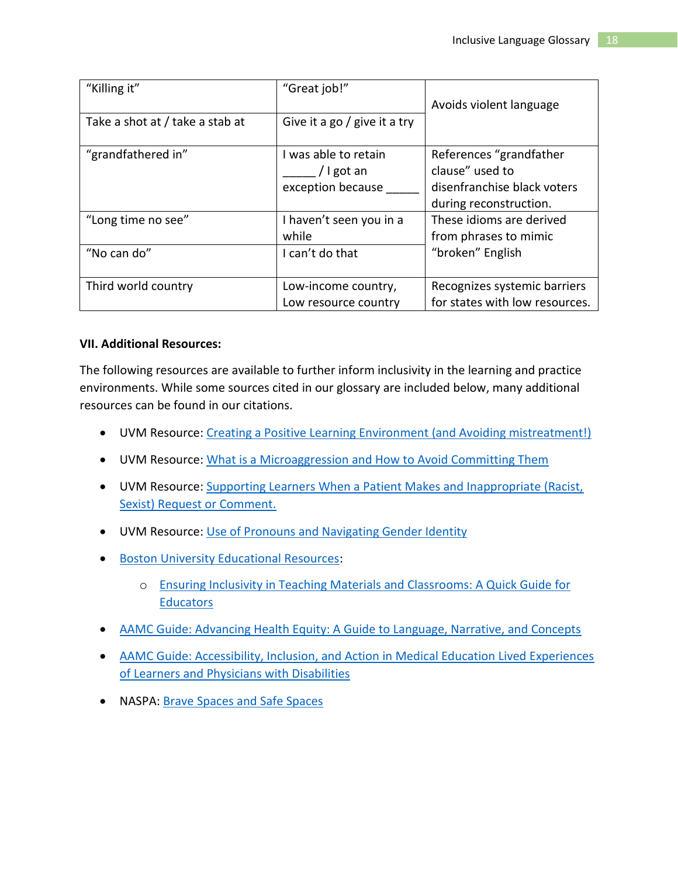| | | |
|---|---|---|
| "Killing it" | "Great job!" | Avoids violent language |
| Take a shot at / take a stab at | Give it a go / give it a try | |
| "grandfathered in" | I was able to retain _____ / I got an exception because _____ | References "grandfather clause" used to disenfranchise black voters during reconstruction. |
| "Long time no see" | I haven't seen you in a while | These idioms are derived from phrases to mimic "broken" English |
| "No can do" | I can't do that | |
| Third world country | Low-income country, Low resource country | Recognizes systemic barriers for states with low resources. |

**VII. Additional Resources:**

The following resources are available to further inform inclusivity in the learning and practice environments. While some sources cited in our glossary are included below, many additional resources can be found in our citations.

- UVM Resource: Creating a Positive Learning Environment (and Avoiding mistreatment!)
- UVM Resource: What is a Microaggression and How to Avoid Committing Them
- UVM Resource: Supporting Learners When a Patient Makes and Inappropriate (Racist, Sexist) Request or Comment.
- UVM Resource: Use of Pronouns and Navigating Gender Identity
- Boston University Educational Resources:
  - Ensuring Inclusivity in Teaching Materials and Classrooms: A Quick Guide for Educators
- AAMC Guide: Advancing Health Equity: A Guide to Language, Narrative, and Concepts
- AAMC Guide: Accessibility, Inclusion, and Action in Medical Education Lived Experiences of Learners and Physicians with Disabilities
- NASPA: Brave Spaces and Safe Spaces